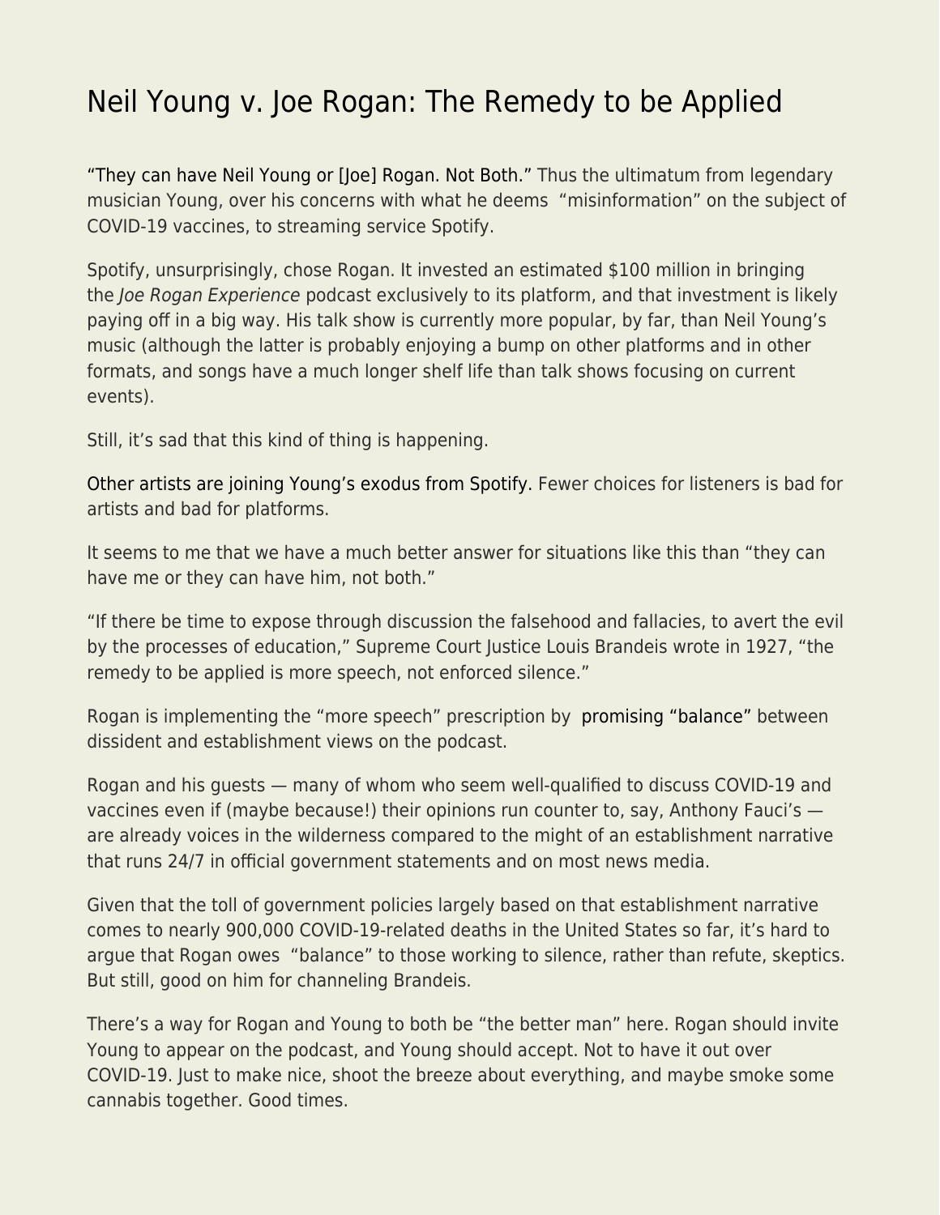# Neil Young v. Joe Rogan: The Remedy to be Applied

"They can have Neil Young or [Joe] Rogan. Not Both." Thus the ultimatum from legendary musician Young, over his concerns with what he deems "misinformation" on the subject of COVID-19 vaccines, to streaming service Spotify.

Spotify, unsurprisingly, chose Rogan. It invested an estimated $100 million in bringing the *Joe Rogan Experience* podcast exclusively to its platform, and that investment is likely paying off in a big way. His talk show is currently more popular, by far, than Neil Young's music (although the latter is probably enjoying a bump on other platforms and in other formats, and songs have a much longer shelf life than talk shows focusing on current events).

Still, it's sad that this kind of thing is happening.

Other artists are joining Young's exodus from Spotify. Fewer choices for listeners is bad for artists and bad for platforms.

It seems to me that we have a much better answer for situations like this than "they can have me or they can have him, not both."

"If there be time to expose through discussion the falsehood and fallacies, to avert the evil by the processes of education," Supreme Court Justice Louis Brandeis wrote in 1927, "the remedy to be applied is more speech, not enforced silence."

Rogan is implementing the "more speech" prescription by promising "balance" between dissident and establishment views on the podcast.

Rogan and his guests — many of whom who seem well-qualified to discuss COVID-19 and vaccines even if (maybe because!) their opinions run counter to, say, Anthony Fauci's — are already voices in the wilderness compared to the might of an establishment narrative that runs 24/7 in official government statements and on most news media.

Given that the toll of government policies largely based on that establishment narrative comes to nearly 900,000 COVID-19-related deaths in the United States so far, it's hard to argue that Rogan owes "balance" to those working to silence, rather than refute, skeptics. But still, good on him for channeling Brandeis.

There's a way for Rogan and Young to both be "the better man" here. Rogan should invite Young to appear on the podcast, and Young should accept. Not to have it out over COVID-19. Just to make nice, shoot the breeze about everything, and maybe smoke some cannabis together. Good times.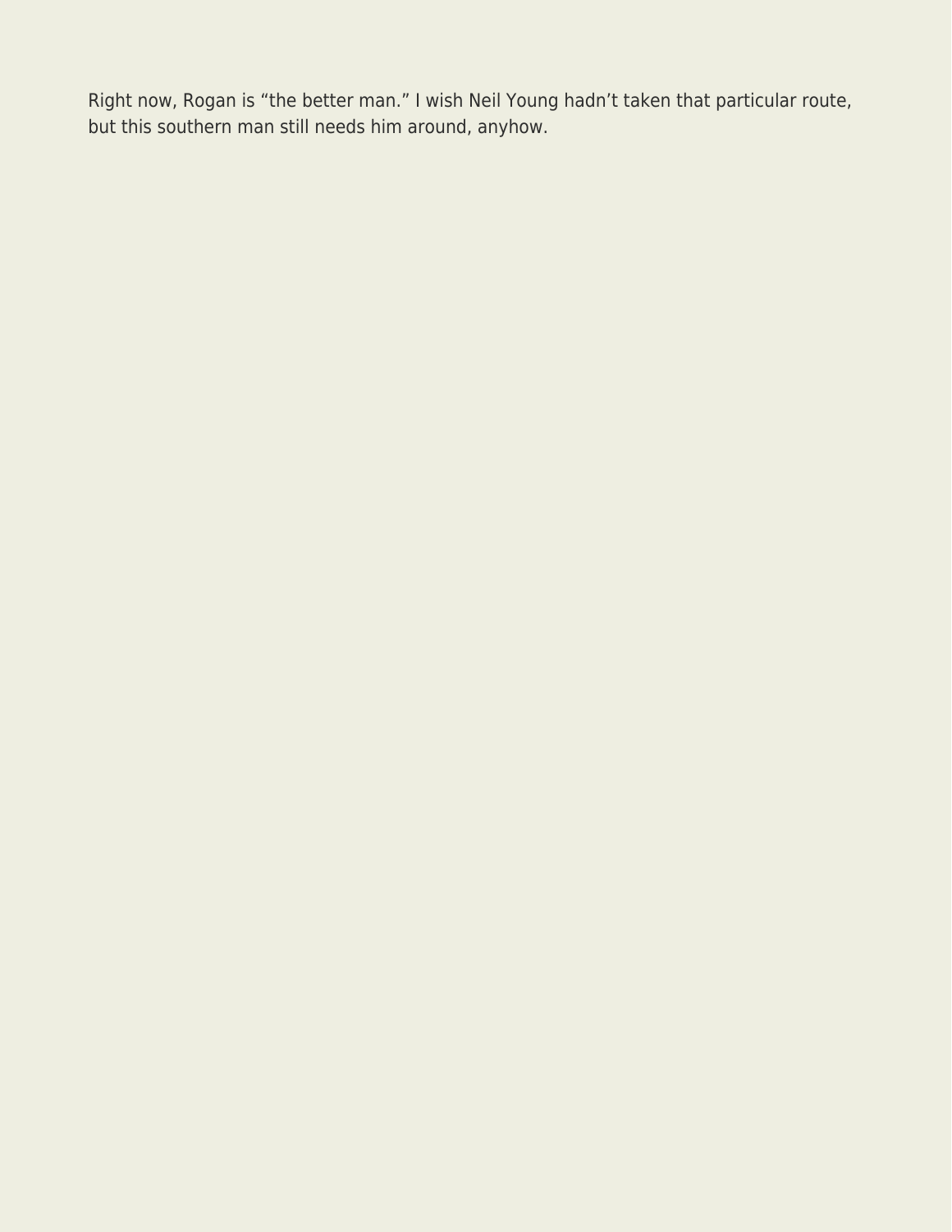Right now, Rogan is “the better man.” I wish Neil Young hadn’t taken that particular route, but this southern man still needs him around, anyhow.